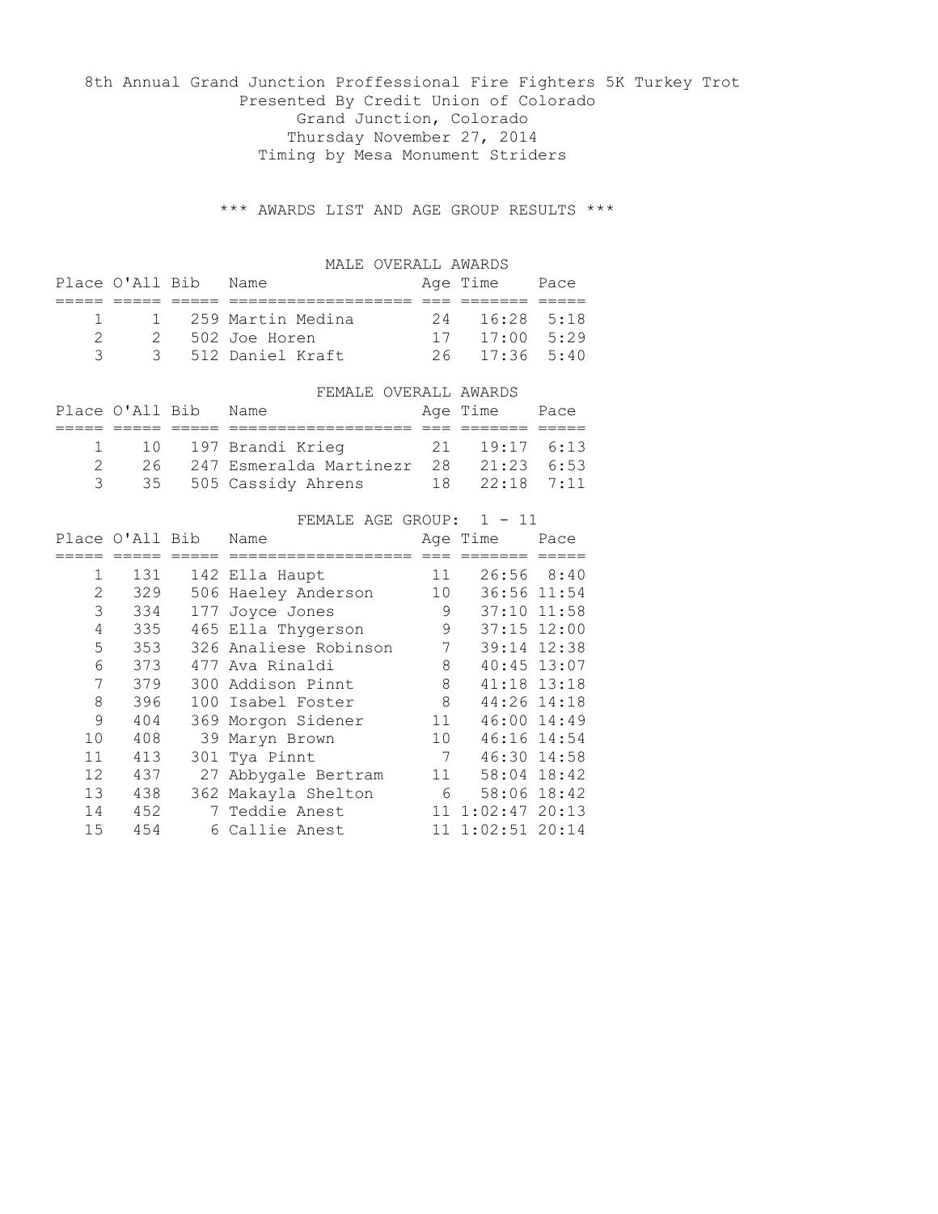# 8th Annual Grand Junction Proffessional Fire Fighters 5K Turkey Trot

Presented By Credit Union of Colorado
Grand Junction, Colorado
Thursday November 27, 2014
Timing by Mesa Monument Striders

*** AWARDS LIST AND AGE GROUP RESULTS ***

## MALE OVERALL AWARDS

| Place | O'All | Bib | Name | Age | Time | Pace |
|---|---|---|---|---|---|---|
| 1 | 1 | 259 | Martin Medina | 24 | 16:28 | 5:18 |
| 2 | 2 | 502 | Joe Horen | 17 | 17:00 | 5:29 |
| 3 | 3 | 512 | Daniel Kraft | 26 | 17:36 | 5:40 |

## FEMALE OVERALL AWARDS

| Place | O'All | Bib | Name | Age | Time | Pace |
|---|---|---|---|---|---|---|
| 1 | 10 | 197 | Brandi Krieg | 21 | 19:17 | 6:13 |
| 2 | 26 | 247 | Esmeralda Martinezr | 28 | 21:23 | 6:53 |
| 3 | 35 | 505 | Cassidy Ahrens | 18 | 22:18 | 7:11 |

## FEMALE AGE GROUP: 1 - 11

| Place | O'All | Bib | Name | Age | Time | Pace |
|---|---|---|---|---|---|---|
| 1 | 131 | 142 | Ella Haupt | 11 | 26:56 | 8:40 |
| 2 | 329 | 506 | Haeley Anderson | 10 | 36:56 | 11:54 |
| 3 | 334 | 177 | Joyce Jones | 9 | 37:10 | 11:58 |
| 4 | 335 | 465 | Ella Thygerson | 9 | 37:15 | 12:00 |
| 5 | 353 | 326 | Analiese Robinson | 7 | 39:14 | 12:38 |
| 6 | 373 | 477 | Ava Rinaldi | 8 | 40:45 | 13:07 |
| 7 | 379 | 300 | Addison Pinnt | 8 | 41:18 | 13:18 |
| 8 | 396 | 100 | Isabel Foster | 8 | 44:26 | 14:18 |
| 9 | 404 | 369 | Morgon Sidener | 11 | 46:00 | 14:49 |
| 10 | 408 | 39 | Maryn Brown | 10 | 46:16 | 14:54 |
| 11 | 413 | 301 | Tya Pinnt | 7 | 46:30 | 14:58 |
| 12 | 437 | 27 | Abbygale Bertram | 11 | 58:04 | 18:42 |
| 13 | 438 | 362 | Makayla Shelton | 6 | 58:06 | 18:42 |
| 14 | 452 | 7 | Teddie Anest | 11 | 1:02:47 | 20:13 |
| 15 | 454 | 6 | Callie Anest | 11 | 1:02:51 | 20:14 |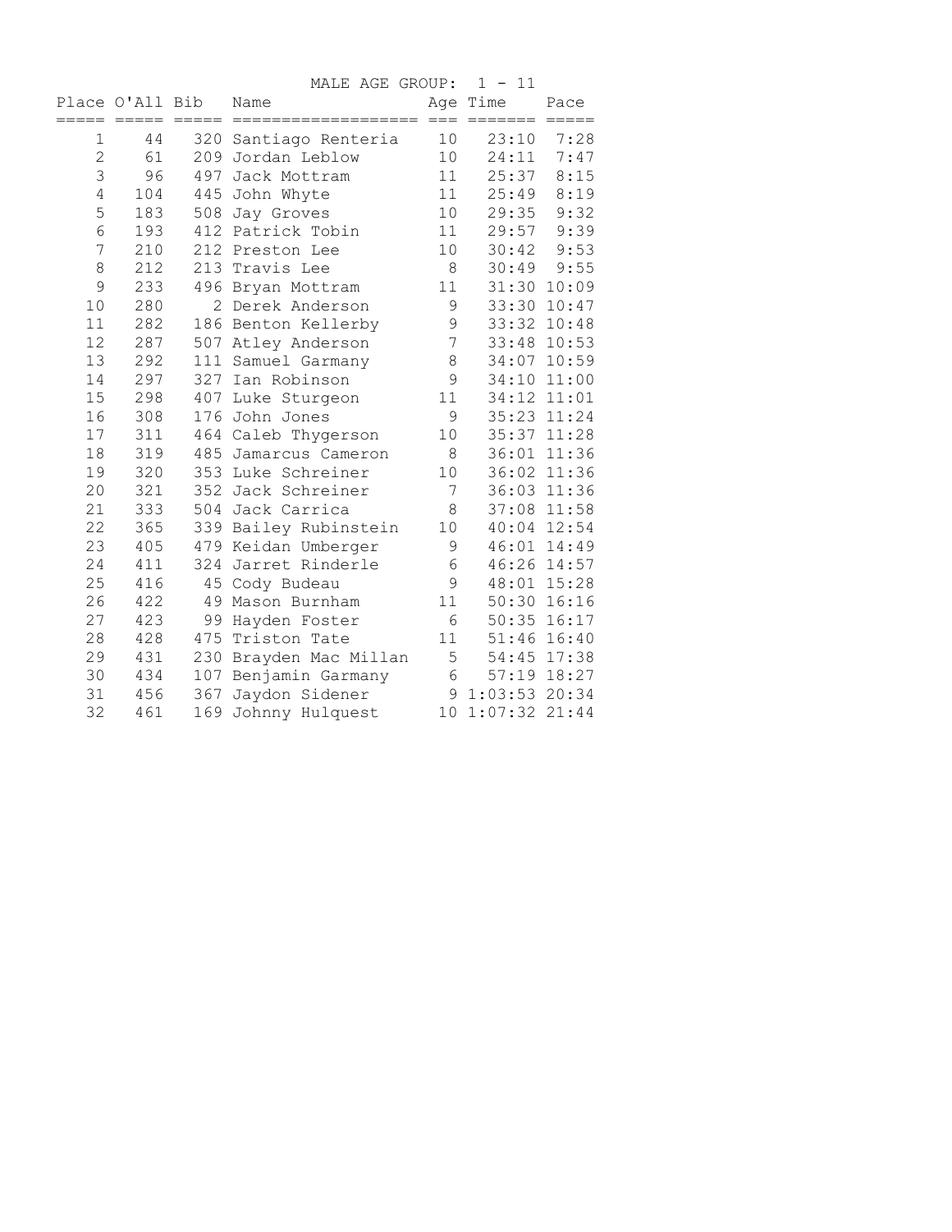MALE AGE GROUP: 1 - 11

| Place | O'All | Bib | Name | Age | Time | Pace |
|---|---|---|---|---|---|---|
| 1 | 44 | 320 | Santiago Renteria | 10 | 23:10 | 7:28 |
| 2 | 61 | 209 | Jordan Leblow | 10 | 24:11 | 7:47 |
| 3 | 96 | 497 | Jack Mottram | 11 | 25:37 | 8:15 |
| 4 | 104 | 445 | John Whyte | 11 | 25:49 | 8:19 |
| 5 | 183 | 508 | Jay Groves | 10 | 29:35 | 9:32 |
| 6 | 193 | 412 | Patrick Tobin | 11 | 29:57 | 9:39 |
| 7 | 210 | 212 | Preston Lee | 10 | 30:42 | 9:53 |
| 8 | 212 | 213 | Travis Lee | 8 | 30:49 | 9:55 |
| 9 | 233 | 496 | Bryan Mottram | 11 | 31:30 | 10:09 |
| 10 | 280 | 2 | Derek Anderson | 9 | 33:30 | 10:47 |
| 11 | 282 | 186 | Benton Kellerby | 9 | 33:32 | 10:48 |
| 12 | 287 | 507 | Atley Anderson | 7 | 33:48 | 10:53 |
| 13 | 292 | 111 | Samuel Garmany | 8 | 34:07 | 10:59 |
| 14 | 297 | 327 | Ian Robinson | 9 | 34:10 | 11:00 |
| 15 | 298 | 407 | Luke Sturgeon | 11 | 34:12 | 11:01 |
| 16 | 308 | 176 | John Jones | 9 | 35:23 | 11:24 |
| 17 | 311 | 464 | Caleb Thygerson | 10 | 35:37 | 11:28 |
| 18 | 319 | 485 | Jamarcus Cameron | 8 | 36:01 | 11:36 |
| 19 | 320 | 353 | Luke Schreiner | 10 | 36:02 | 11:36 |
| 20 | 321 | 352 | Jack Schreiner | 7 | 36:03 | 11:36 |
| 21 | 333 | 504 | Jack Carrica | 8 | 37:08 | 11:58 |
| 22 | 365 | 339 | Bailey Rubinstein | 10 | 40:04 | 12:54 |
| 23 | 405 | 479 | Keidan Umberger | 9 | 46:01 | 14:49 |
| 24 | 411 | 324 | Jarret Rinderle | 6 | 46:26 | 14:57 |
| 25 | 416 | 45 | Cody Budeau | 9 | 48:01 | 15:28 |
| 26 | 422 | 49 | Mason Burnham | 11 | 50:30 | 16:16 |
| 27 | 423 | 99 | Hayden Foster | 6 | 50:35 | 16:17 |
| 28 | 428 | 475 | Triston Tate | 11 | 51:46 | 16:40 |
| 29 | 431 | 230 | Brayden Mac Millan | 5 | 54:45 | 17:38 |
| 30 | 434 | 107 | Benjamin Garmany | 6 | 57:19 | 18:27 |
| 31 | 456 | 367 | Jaydon Sidener | 9 | 1:03:53 | 20:34 |
| 32 | 461 | 169 | Johnny Hulquest | 10 | 1:07:32 | 21:44 |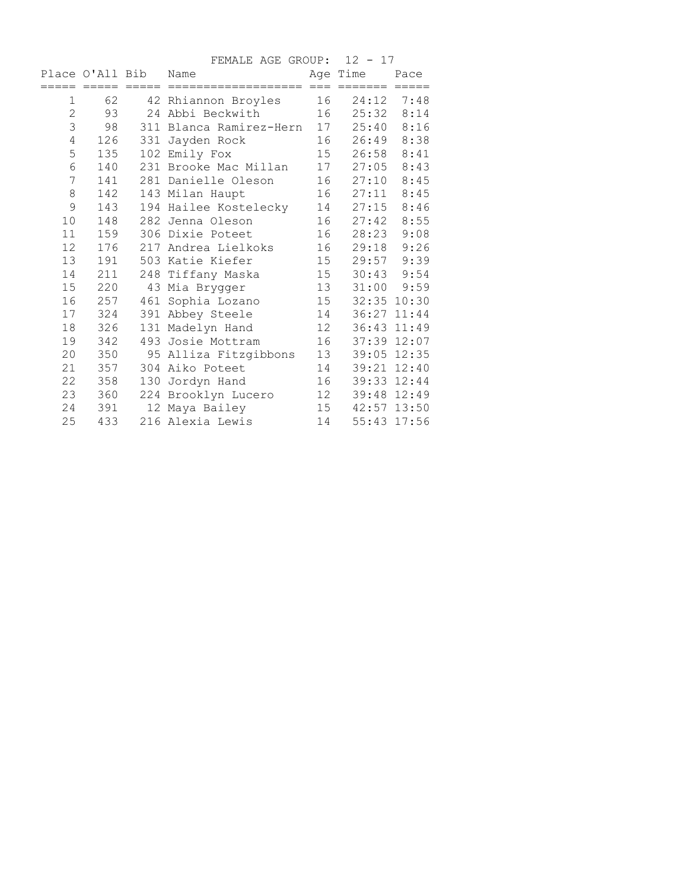FEMALE AGE GROUP: 12 - 17

| Place | O'All | Bib | Name | Age | Time | Pace |
|---|---|---|---|---|---|---|
| 1 | 62 | 42 | Rhiannon Broyles | 16 | 24:12 | 7:48 |
| 2 | 93 | 24 | Abbi Beckwith | 16 | 25:32 | 8:14 |
| 3 | 98 | 311 | Blanca Ramirez-Hern | 17 | 25:40 | 8:16 |
| 4 | 126 | 331 | Jayden Rock | 16 | 26:49 | 8:38 |
| 5 | 135 | 102 | Emily Fox | 15 | 26:58 | 8:41 |
| 6 | 140 | 231 | Brooke Mac Millan | 17 | 27:05 | 8:43 |
| 7 | 141 | 281 | Danielle Oleson | 16 | 27:10 | 8:45 |
| 8 | 142 | 143 | Milan Haupt | 16 | 27:11 | 8:45 |
| 9 | 143 | 194 | Hailee Kostelecky | 14 | 27:15 | 8:46 |
| 10 | 148 | 282 | Jenna Oleson | 16 | 27:42 | 8:55 |
| 11 | 159 | 306 | Dixie Poteet | 16 | 28:23 | 9:08 |
| 12 | 176 | 217 | Andrea Lielkoks | 16 | 29:18 | 9:26 |
| 13 | 191 | 503 | Katie Kiefer | 15 | 29:57 | 9:39 |
| 14 | 211 | 248 | Tiffany Maska | 15 | 30:43 | 9:54 |
| 15 | 220 | 43 | Mia Brygger | 13 | 31:00 | 9:59 |
| 16 | 257 | 461 | Sophia Lozano | 15 | 32:35 | 10:30 |
| 17 | 324 | 391 | Abbey Steele | 14 | 36:27 | 11:44 |
| 18 | 326 | 131 | Madelyn Hand | 12 | 36:43 | 11:49 |
| 19 | 342 | 493 | Josie Mottram | 16 | 37:39 | 12:07 |
| 20 | 350 | 95 | Alliza Fitzgibbons | 13 | 39:05 | 12:35 |
| 21 | 357 | 304 | Aiko Poteet | 14 | 39:21 | 12:40 |
| 22 | 358 | 130 | Jordyn Hand | 16 | 39:33 | 12:44 |
| 23 | 360 | 224 | Brooklyn Lucero | 12 | 39:48 | 12:49 |
| 24 | 391 | 12 | Maya Bailey | 15 | 42:57 | 13:50 |
| 25 | 433 | 216 | Alexia Lewis | 14 | 55:43 | 17:56 |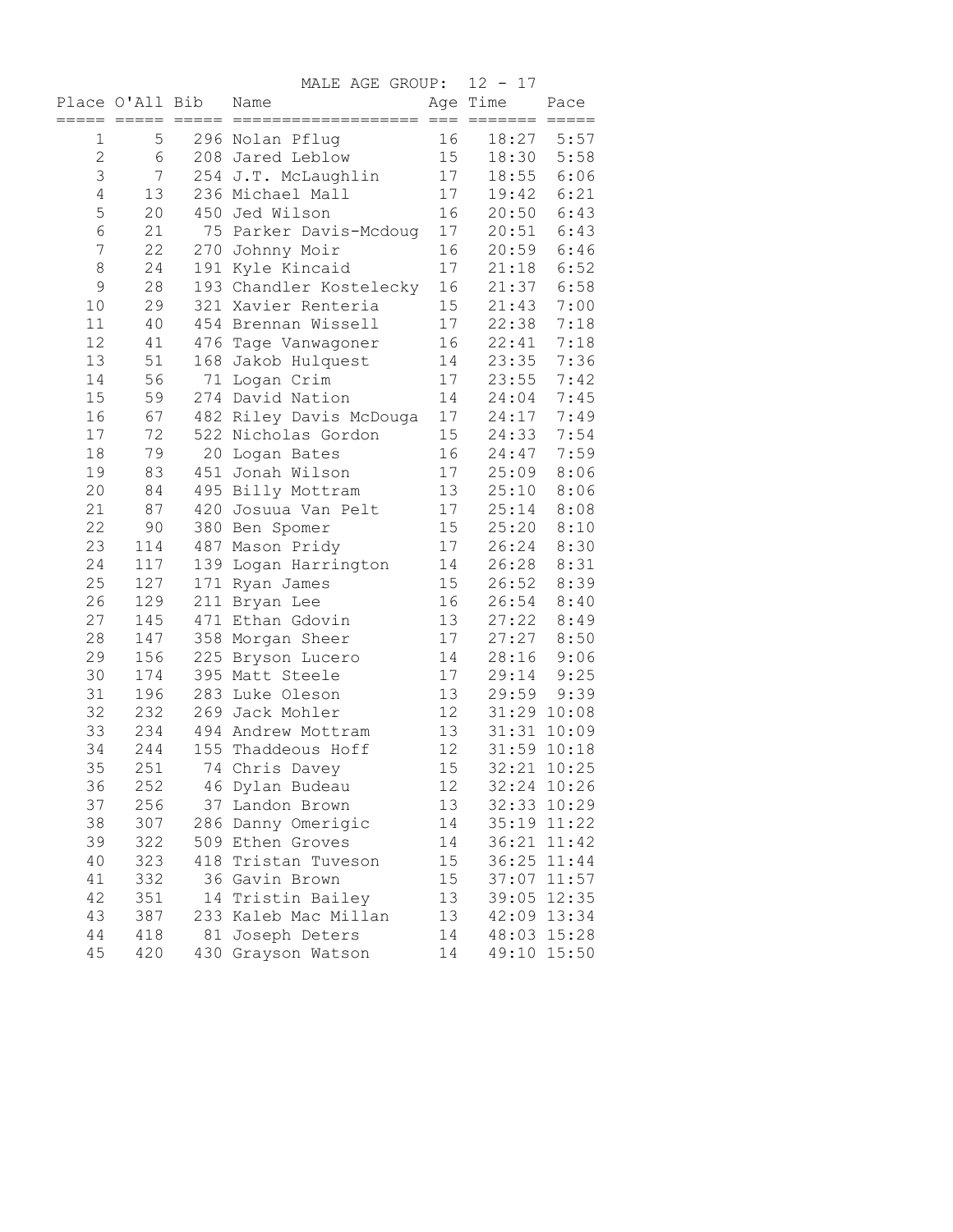MALE AGE GROUP: 12 - 17

| Place | O'All | Bib | Name | Age | Time | Pace |
|---|---|---|---|---|---|---|
| 1 | 5 | 296 | Nolan Pflug | 16 | 18:27 | 5:57 |
| 2 | 6 | 208 | Jared Leblow | 15 | 18:30 | 5:58 |
| 3 | 7 | 254 | J.T. McLaughlin | 17 | 18:55 | 6:06 |
| 4 | 13 | 236 | Michael Mall | 17 | 19:42 | 6:21 |
| 5 | 20 | 450 | Jed Wilson | 16 | 20:50 | 6:43 |
| 6 | 21 | 75 | Parker Davis-Mcdoug | 17 | 20:51 | 6:43 |
| 7 | 22 | 270 | Johnny Moir | 16 | 20:59 | 6:46 |
| 8 | 24 | 191 | Kyle Kincaid | 17 | 21:18 | 6:52 |
| 9 | 28 | 193 | Chandler Kostelecky | 16 | 21:37 | 6:58 |
| 10 | 29 | 321 | Xavier Renteria | 15 | 21:43 | 7:00 |
| 11 | 40 | 454 | Brennan Wissell | 17 | 22:38 | 7:18 |
| 12 | 41 | 476 | Tage Vanwagoner | 16 | 22:41 | 7:18 |
| 13 | 51 | 168 | Jakob Hulquest | 14 | 23:35 | 7:36 |
| 14 | 56 | 71 | Logan Crim | 17 | 23:55 | 7:42 |
| 15 | 59 | 274 | David Nation | 14 | 24:04 | 7:45 |
| 16 | 67 | 482 | Riley Davis McDouga | 17 | 24:17 | 7:49 |
| 17 | 72 | 522 | Nicholas Gordon | 15 | 24:33 | 7:54 |
| 18 | 79 | 20 | Logan Bates | 16 | 24:47 | 7:59 |
| 19 | 83 | 451 | Jonah Wilson | 17 | 25:09 | 8:06 |
| 20 | 84 | 495 | Billy Mottram | 13 | 25:10 | 8:06 |
| 21 | 87 | 420 | Josuua Van Pelt | 17 | 25:14 | 8:08 |
| 22 | 90 | 380 | Ben Spomer | 15 | 25:20 | 8:10 |
| 23 | 114 | 487 | Mason Pridy | 17 | 26:24 | 8:30 |
| 24 | 117 | 139 | Logan Harrington | 14 | 26:28 | 8:31 |
| 25 | 127 | 171 | Ryan James | 15 | 26:52 | 8:39 |
| 26 | 129 | 211 | Bryan Lee | 16 | 26:54 | 8:40 |
| 27 | 145 | 471 | Ethan Gdovin | 13 | 27:22 | 8:49 |
| 28 | 147 | 358 | Morgan Sheer | 17 | 27:27 | 8:50 |
| 29 | 156 | 225 | Bryson Lucero | 14 | 28:16 | 9:06 |
| 30 | 174 | 395 | Matt Steele | 17 | 29:14 | 9:25 |
| 31 | 196 | 283 | Luke Oleson | 13 | 29:59 | 9:39 |
| 32 | 232 | 269 | Jack Mohler | 12 | 31:29 | 10:08 |
| 33 | 234 | 494 | Andrew Mottram | 13 | 31:31 | 10:09 |
| 34 | 244 | 155 | Thaddeous Hoff | 12 | 31:59 | 10:18 |
| 35 | 251 | 74 | Chris Davey | 15 | 32:21 | 10:25 |
| 36 | 252 | 46 | Dylan Budeau | 12 | 32:24 | 10:26 |
| 37 | 256 | 37 | Landon Brown | 13 | 32:33 | 10:29 |
| 38 | 307 | 286 | Danny Omerigic | 14 | 35:19 | 11:22 |
| 39 | 322 | 509 | Ethen Groves | 14 | 36:21 | 11:42 |
| 40 | 323 | 418 | Tristan Tuveson | 15 | 36:25 | 11:44 |
| 41 | 332 | 36 | Gavin Brown | 15 | 37:07 | 11:57 |
| 42 | 351 | 14 | Tristin Bailey | 13 | 39:05 | 12:35 |
| 43 | 387 | 233 | Kaleb Mac Millan | 13 | 42:09 | 13:34 |
| 44 | 418 | 81 | Joseph Deters | 14 | 48:03 | 15:28 |
| 45 | 420 | 430 | Grayson Watson | 14 | 49:10 | 15:50 |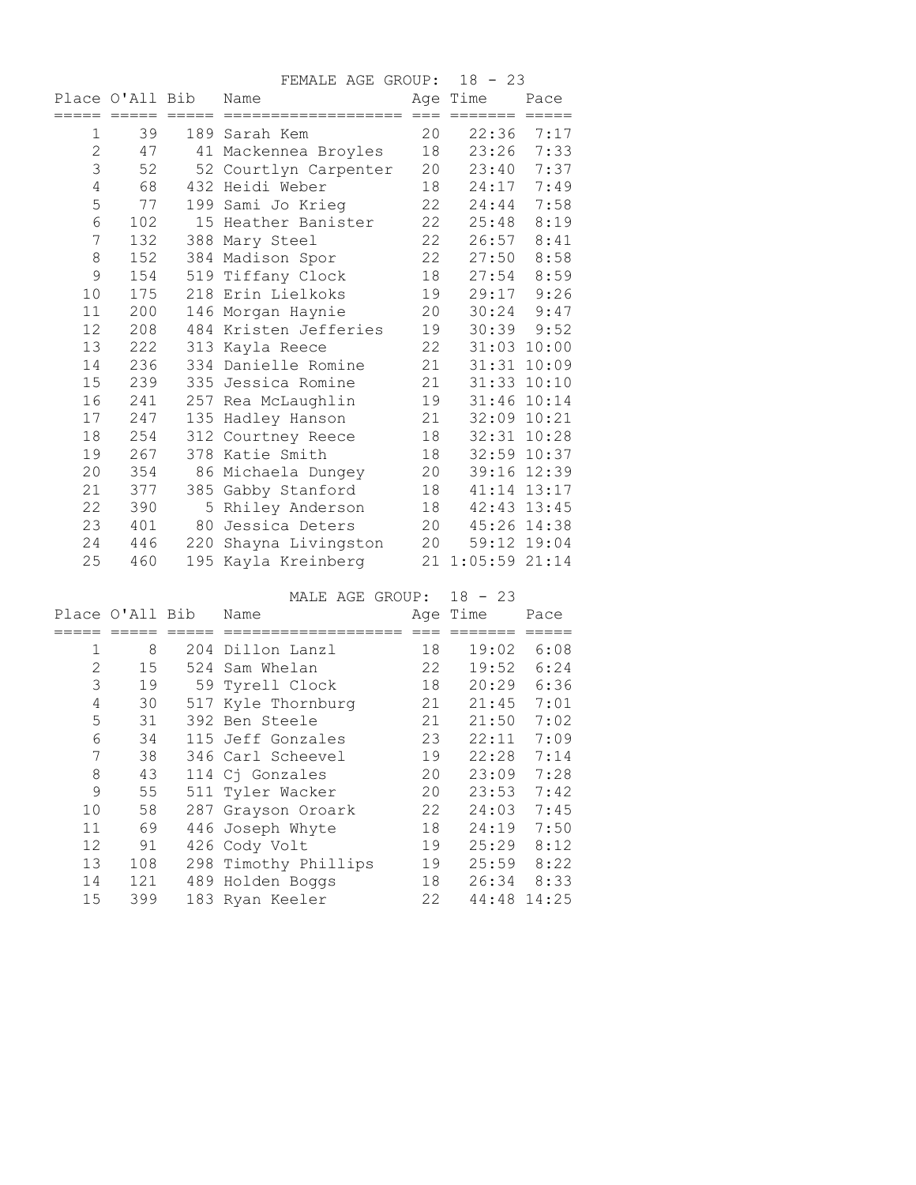## FEMALE AGE GROUP: 18 - 23

| Place | O'All | Bib | Name | Age | Time | Pace |
|---|---|---|---|---|---|---|
| 1 | 39 | 189 | Sarah Kem | 20 | 22:36 | 7:17 |
| 2 | 47 | 41 | Mackennea Broyles | 18 | 23:26 | 7:33 |
| 3 | 52 | 52 | Courtlyn Carpenter | 20 | 23:40 | 7:37 |
| 4 | 68 | 432 | Heidi Weber | 18 | 24:17 | 7:49 |
| 5 | 77 | 199 | Sami Jo Krieg | 22 | 24:44 | 7:58 |
| 6 | 102 | 15 | Heather Banister | 22 | 25:48 | 8:19 |
| 7 | 132 | 388 | Mary Steel | 22 | 26:57 | 8:41 |
| 8 | 152 | 384 | Madison Spor | 22 | 27:50 | 8:58 |
| 9 | 154 | 519 | Tiffany Clock | 18 | 27:54 | 8:59 |
| 10 | 175 | 218 | Erin Lielkoks | 19 | 29:17 | 9:26 |
| 11 | 200 | 146 | Morgan Haynie | 20 | 30:24 | 9:47 |
| 12 | 208 | 484 | Kristen Jefferies | 19 | 30:39 | 9:52 |
| 13 | 222 | 313 | Kayla Reece | 22 | 31:03 | 10:00 |
| 14 | 236 | 334 | Danielle Romine | 21 | 31:31 | 10:09 |
| 15 | 239 | 335 | Jessica Romine | 21 | 31:33 | 10:10 |
| 16 | 241 | 257 | Rea McLaughlin | 19 | 31:46 | 10:14 |
| 17 | 247 | 135 | Hadley Hanson | 21 | 32:09 | 10:21 |
| 18 | 254 | 312 | Courtney Reece | 18 | 32:31 | 10:28 |
| 19 | 267 | 378 | Katie Smith | 18 | 32:59 | 10:37 |
| 20 | 354 | 86 | Michaela Dungey | 20 | 39:16 | 12:39 |
| 21 | 377 | 385 | Gabby Stanford | 18 | 41:14 | 13:17 |
| 22 | 390 | 5 | Rhiley Anderson | 18 | 42:43 | 13:45 |
| 23 | 401 | 80 | Jessica Deters | 20 | 45:26 | 14:38 |
| 24 | 446 | 220 | Shayna Livingston | 20 | 59:12 | 19:04 |
| 25 | 460 | 195 | Kayla Kreinberg | 21 | 1:05:59 | 21:14 |

## MALE AGE GROUP: 18 - 23

| Place | O'All | Bib | Name | Age | Time | Pace |
|---|---|---|---|---|---|---|
| 1 | 8 | 204 | Dillon Lanzl | 18 | 19:02 | 6:08 |
| 2 | 15 | 524 | Sam Whelan | 22 | 19:52 | 6:24 |
| 3 | 19 | 59 | Tyrell Clock | 18 | 20:29 | 6:36 |
| 4 | 30 | 517 | Kyle Thornburg | 21 | 21:45 | 7:01 |
| 5 | 31 | 392 | Ben Steele | 21 | 21:50 | 7:02 |
| 6 | 34 | 115 | Jeff Gonzales | 23 | 22:11 | 7:09 |
| 7 | 38 | 346 | Carl Scheevel | 19 | 22:28 | 7:14 |
| 8 | 43 | 114 | Cj Gonzales | 20 | 23:09 | 7:28 |
| 9 | 55 | 511 | Tyler Wacker | 20 | 23:53 | 7:42 |
| 10 | 58 | 287 | Grayson Oroark | 22 | 24:03 | 7:45 |
| 11 | 69 | 446 | Joseph Whyte | 18 | 24:19 | 7:50 |
| 12 | 91 | 426 | Cody Volt | 19 | 25:29 | 8:12 |
| 13 | 108 | 298 | Timothy Phillips | 19 | 25:59 | 8:22 |
| 14 | 121 | 489 | Holden Boggs | 18 | 26:34 | 8:33 |
| 15 | 399 | 183 | Ryan Keeler | 22 | 44:48 | 14:25 |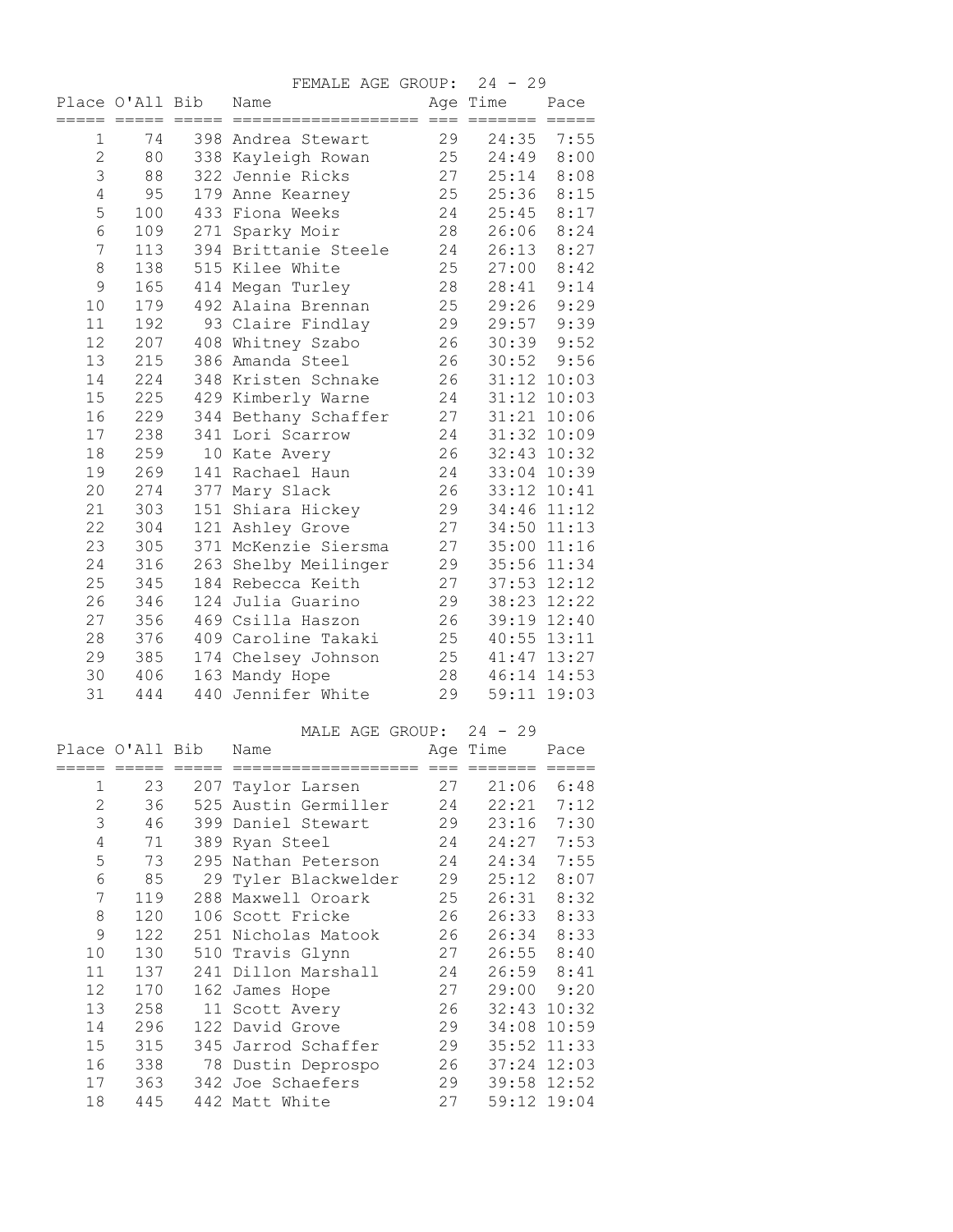## FEMALE AGE GROUP: 24 - 29

| Place | O'All | Bib | Name | Age | Time | Pace |
|---|---|---|---|---|---|---|
| 1 | 74 | 398 | Andrea Stewart | 29 | 24:35 | 7:55 |
| 2 | 80 | 338 | Kayleigh Rowan | 25 | 24:49 | 8:00 |
| 3 | 88 | 322 | Jennie Ricks | 27 | 25:14 | 8:08 |
| 4 | 95 | 179 | Anne Kearney | 25 | 25:36 | 8:15 |
| 5 | 100 | 433 | Fiona Weeks | 24 | 25:45 | 8:17 |
| 6 | 109 | 271 | Sparky Moir | 28 | 26:06 | 8:24 |
| 7 | 113 | 394 | Brittanie Steele | 24 | 26:13 | 8:27 |
| 8 | 138 | 515 | Kilee White | 25 | 27:00 | 8:42 |
| 9 | 165 | 414 | Megan Turley | 28 | 28:41 | 9:14 |
| 10 | 179 | 492 | Alaina Brennan | 25 | 29:26 | 9:29 |
| 11 | 192 | 93 | Claire Findlay | 29 | 29:57 | 9:39 |
| 12 | 207 | 408 | Whitney Szabo | 26 | 30:39 | 9:52 |
| 13 | 215 | 386 | Amanda Steel | 26 | 30:52 | 9:56 |
| 14 | 224 | 348 | Kristen Schnake | 26 | 31:12 | 10:03 |
| 15 | 225 | 429 | Kimberly Warne | 24 | 31:12 | 10:03 |
| 16 | 229 | 344 | Bethany Schaffer | 27 | 31:21 | 10:06 |
| 17 | 238 | 341 | Lori Scarrow | 24 | 31:32 | 10:09 |
| 18 | 259 | 10 | Kate Avery | 26 | 32:43 | 10:32 |
| 19 | 269 | 141 | Rachael Haun | 24 | 33:04 | 10:39 |
| 20 | 274 | 377 | Mary Slack | 26 | 33:12 | 10:41 |
| 21 | 303 | 151 | Shiara Hickey | 29 | 34:46 | 11:12 |
| 22 | 304 | 121 | Ashley Grove | 27 | 34:50 | 11:13 |
| 23 | 305 | 371 | McKenzie Siersma | 27 | 35:00 | 11:16 |
| 24 | 316 | 263 | Shelby Meilinger | 29 | 35:56 | 11:34 |
| 25 | 345 | 184 | Rebecca Keith | 27 | 37:53 | 12:12 |
| 26 | 346 | 124 | Julia Guarino | 29 | 38:23 | 12:22 |
| 27 | 356 | 469 | Csilla Haszon | 26 | 39:19 | 12:40 |
| 28 | 376 | 409 | Caroline Takaki | 25 | 40:55 | 13:11 |
| 29 | 385 | 174 | Chelsey Johnson | 25 | 41:47 | 13:27 |
| 30 | 406 | 163 | Mandy Hope | 28 | 46:14 | 14:53 |
| 31 | 444 | 440 | Jennifer White | 29 | 59:11 | 19:03 |

## MALE AGE GROUP: 24 - 29

| Place | O'All | Bib | Name | Age | Time | Pace |
|---|---|---|---|---|---|---|
| 1 | 23 | 207 | Taylor Larsen | 27 | 21:06 | 6:48 |
| 2 | 36 | 525 | Austin Germiller | 24 | 22:21 | 7:12 |
| 3 | 46 | 399 | Daniel Stewart | 29 | 23:16 | 7:30 |
| 4 | 71 | 389 | Ryan Steel | 24 | 24:27 | 7:53 |
| 5 | 73 | 295 | Nathan Peterson | 24 | 24:34 | 7:55 |
| 6 | 85 | 29 | Tyler Blackwelder | 29 | 25:12 | 8:07 |
| 7 | 119 | 288 | Maxwell Oroark | 25 | 26:31 | 8:32 |
| 8 | 120 | 106 | Scott Fricke | 26 | 26:33 | 8:33 |
| 9 | 122 | 251 | Nicholas Matook | 26 | 26:34 | 8:33 |
| 10 | 130 | 510 | Travis Glynn | 27 | 26:55 | 8:40 |
| 11 | 137 | 241 | Dillon Marshall | 24 | 26:59 | 8:41 |
| 12 | 170 | 162 | James Hope | 27 | 29:00 | 9:20 |
| 13 | 258 | 11 | Scott Avery | 26 | 32:43 | 10:32 |
| 14 | 296 | 122 | David Grove | 29 | 34:08 | 10:59 |
| 15 | 315 | 345 | Jarrod Schaffer | 29 | 35:52 | 11:33 |
| 16 | 338 | 78 | Dustin Deprospo | 26 | 37:24 | 12:03 |
| 17 | 363 | 342 | Joe Schaefers | 29 | 39:58 | 12:52 |
| 18 | 445 | 442 | Matt White | 27 | 59:12 | 19:04 |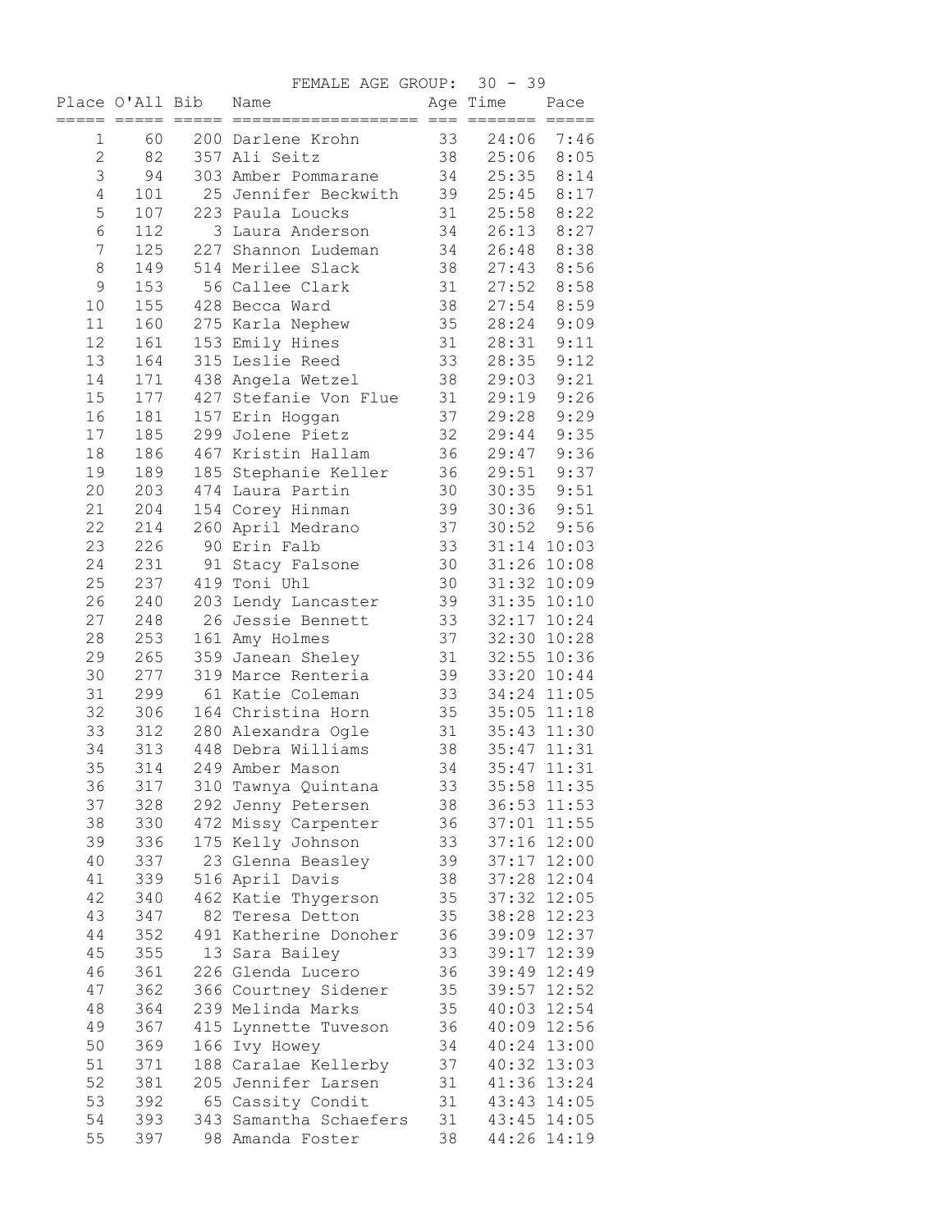FEMALE AGE GROUP: 30 - 39

| Place | O'All | Bib | Name | Age | Time | Pace |
|---|---|---|---|---|---|---|
| 1 | 60 | 200 | Darlene Krohn | 33 | 24:06 | 7:46 |
| 2 | 82 | 357 | Ali Seitz | 38 | 25:06 | 8:05 |
| 3 | 94 | 303 | Amber Pommarane | 34 | 25:35 | 8:14 |
| 4 | 101 | 25 | Jennifer Beckwith | 39 | 25:45 | 8:17 |
| 5 | 107 | 223 | Paula Loucks | 31 | 25:58 | 8:22 |
| 6 | 112 | 3 | Laura Anderson | 34 | 26:13 | 8:27 |
| 7 | 125 | 227 | Shannon Ludeman | 34 | 26:48 | 8:38 |
| 8 | 149 | 514 | Merilee Slack | 38 | 27:43 | 8:56 |
| 9 | 153 | 56 | Callee Clark | 31 | 27:52 | 8:58 |
| 10 | 155 | 428 | Becca Ward | 38 | 27:54 | 8:59 |
| 11 | 160 | 275 | Karla Nephew | 35 | 28:24 | 9:09 |
| 12 | 161 | 153 | Emily Hines | 31 | 28:31 | 9:11 |
| 13 | 164 | 315 | Leslie Reed | 33 | 28:35 | 9:12 |
| 14 | 171 | 438 | Angela Wetzel | 38 | 29:03 | 9:21 |
| 15 | 177 | 427 | Stefanie Von Flue | 31 | 29:19 | 9:26 |
| 16 | 181 | 157 | Erin Hoggan | 37 | 29:28 | 9:29 |
| 17 | 185 | 299 | Jolene Pietz | 32 | 29:44 | 9:35 |
| 18 | 186 | 467 | Kristin Hallam | 36 | 29:47 | 9:36 |
| 19 | 189 | 185 | Stephanie Keller | 36 | 29:51 | 9:37 |
| 20 | 203 | 474 | Laura Partin | 30 | 30:35 | 9:51 |
| 21 | 204 | 154 | Corey Hinman | 39 | 30:36 | 9:51 |
| 22 | 214 | 260 | April Medrano | 37 | 30:52 | 9:56 |
| 23 | 226 | 90 | Erin Falb | 33 | 31:14 | 10:03 |
| 24 | 231 | 91 | Stacy Falsone | 30 | 31:26 | 10:08 |
| 25 | 237 | 419 | Toni Uhl | 30 | 31:32 | 10:09 |
| 26 | 240 | 203 | Lendy Lancaster | 39 | 31:35 | 10:10 |
| 27 | 248 | 26 | Jessie Bennett | 33 | 32:17 | 10:24 |
| 28 | 253 | 161 | Amy Holmes | 37 | 32:30 | 10:28 |
| 29 | 265 | 359 | Janean Sheley | 31 | 32:55 | 10:36 |
| 30 | 277 | 319 | Marce Renteria | 39 | 33:20 | 10:44 |
| 31 | 299 | 61 | Katie Coleman | 33 | 34:24 | 11:05 |
| 32 | 306 | 164 | Christina Horn | 35 | 35:05 | 11:18 |
| 33 | 312 | 280 | Alexandra Ogle | 31 | 35:43 | 11:30 |
| 34 | 313 | 448 | Debra Williams | 38 | 35:47 | 11:31 |
| 35 | 314 | 249 | Amber Mason | 34 | 35:47 | 11:31 |
| 36 | 317 | 310 | Tawnya Quintana | 33 | 35:58 | 11:35 |
| 37 | 328 | 292 | Jenny Petersen | 38 | 36:53 | 11:53 |
| 38 | 330 | 472 | Missy Carpenter | 36 | 37:01 | 11:55 |
| 39 | 336 | 175 | Kelly Johnson | 33 | 37:16 | 12:00 |
| 40 | 337 | 23 | Glenna Beasley | 39 | 37:17 | 12:00 |
| 41 | 339 | 516 | April Davis | 38 | 37:28 | 12:04 |
| 42 | 340 | 462 | Katie Thygerson | 35 | 37:32 | 12:05 |
| 43 | 347 | 82 | Teresa Detton | 35 | 38:28 | 12:23 |
| 44 | 352 | 491 | Katherine Donoher | 36 | 39:09 | 12:37 |
| 45 | 355 | 13 | Sara Bailey | 33 | 39:17 | 12:39 |
| 46 | 361 | 226 | Glenda Lucero | 36 | 39:49 | 12:49 |
| 47 | 362 | 366 | Courtney Sidener | 35 | 39:57 | 12:52 |
| 48 | 364 | 239 | Melinda Marks | 35 | 40:03 | 12:54 |
| 49 | 367 | 415 | Lynnette Tuveson | 36 | 40:09 | 12:56 |
| 50 | 369 | 166 | Ivy Howey | 34 | 40:24 | 13:00 |
| 51 | 371 | 188 | Caralae Kellerby | 37 | 40:32 | 13:03 |
| 52 | 381 | 205 | Jennifer Larsen | 31 | 41:36 | 13:24 |
| 53 | 392 | 65 | Cassity Condit | 31 | 43:43 | 14:05 |
| 54 | 393 | 343 | Samantha Schaefers | 31 | 43:45 | 14:05 |
| 55 | 397 | 98 | Amanda Foster | 38 | 44:26 | 14:19 |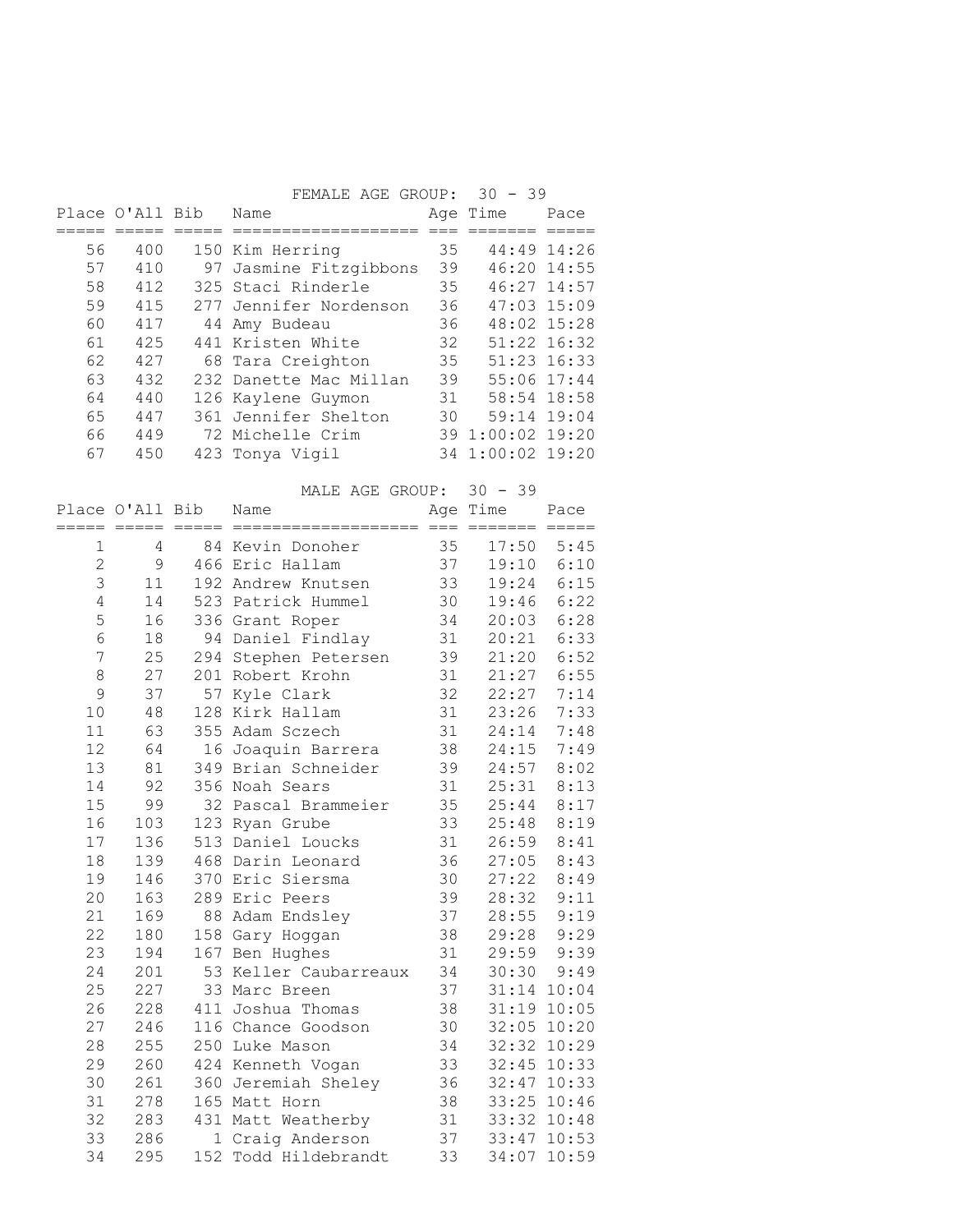### FEMALE AGE GROUP: 30 - 39

| Place | O'All | Bib | Name | Age | Time | Pace |
|---|---|---|---|---|---|---|
| 56 | 400 | 150 | Kim Herring | 35 | 44:49 | 14:26 |
| 57 | 410 | 97 | Jasmine Fitzgibbons | 39 | 46:20 | 14:55 |
| 58 | 412 | 325 | Staci Rinderle | 35 | 46:27 | 14:57 |
| 59 | 415 | 277 | Jennifer Nordenson | 36 | 47:03 | 15:09 |
| 60 | 417 | 44 | Amy Budeau | 36 | 48:02 | 15:28 |
| 61 | 425 | 441 | Kristen White | 32 | 51:22 | 16:32 |
| 62 | 427 | 68 | Tara Creighton | 35 | 51:23 | 16:33 |
| 63 | 432 | 232 | Danette Mac Millan | 39 | 55:06 | 17:44 |
| 64 | 440 | 126 | Kaylene Guymon | 31 | 58:54 | 18:58 |
| 65 | 447 | 361 | Jennifer Shelton | 30 | 59:14 | 19:04 |
| 66 | 449 | 72 | Michelle Crim | 39 | 1:00:02 | 19:20 |
| 67 | 450 | 423 | Tonya Vigil | 34 | 1:00:02 | 19:20 |

### MALE AGE GROUP: 30 - 39

| Place | O'All | Bib | Name | Age | Time | Pace |
|---|---|---|---|---|---|---|
| 1 | 4 | 84 | Kevin Donoher | 35 | 17:50 | 5:45 |
| 2 | 9 | 466 | Eric Hallam | 37 | 19:10 | 6:10 |
| 3 | 11 | 192 | Andrew Knutsen | 33 | 19:24 | 6:15 |
| 4 | 14 | 523 | Patrick Hummel | 30 | 19:46 | 6:22 |
| 5 | 16 | 336 | Grant Roper | 34 | 20:03 | 6:28 |
| 6 | 18 | 94 | Daniel Findlay | 31 | 20:21 | 6:33 |
| 7 | 25 | 294 | Stephen Petersen | 39 | 21:20 | 6:52 |
| 8 | 27 | 201 | Robert Krohn | 31 | 21:27 | 6:55 |
| 9 | 37 | 57 | Kyle Clark | 32 | 22:27 | 7:14 |
| 10 | 48 | 128 | Kirk Hallam | 31 | 23:26 | 7:33 |
| 11 | 63 | 355 | Adam Sczech | 31 | 24:14 | 7:48 |
| 12 | 64 | 16 | Joaquin Barrera | 38 | 24:15 | 7:49 |
| 13 | 81 | 349 | Brian Schneider | 39 | 24:57 | 8:02 |
| 14 | 92 | 356 | Noah Sears | 31 | 25:31 | 8:13 |
| 15 | 99 | 32 | Pascal Brammeier | 35 | 25:44 | 8:17 |
| 16 | 103 | 123 | Ryan Grube | 33 | 25:48 | 8:19 |
| 17 | 136 | 513 | Daniel Loucks | 31 | 26:59 | 8:41 |
| 18 | 139 | 468 | Darin Leonard | 36 | 27:05 | 8:43 |
| 19 | 146 | 370 | Eric Siersma | 30 | 27:22 | 8:49 |
| 20 | 163 | 289 | Eric Peers | 39 | 28:32 | 9:11 |
| 21 | 169 | 88 | Adam Endsley | 37 | 28:55 | 9:19 |
| 22 | 180 | 158 | Gary Hoggan | 38 | 29:28 | 9:29 |
| 23 | 194 | 167 | Ben Hughes | 31 | 29:59 | 9:39 |
| 24 | 201 | 53 | Keller Caubarreaux | 34 | 30:30 | 9:49 |
| 25 | 227 | 33 | Marc Breen | 37 | 31:14 | 10:04 |
| 26 | 228 | 411 | Joshua Thomas | 38 | 31:19 | 10:05 |
| 27 | 246 | 116 | Chance Goodson | 30 | 32:05 | 10:20 |
| 28 | 255 | 250 | Luke Mason | 34 | 32:32 | 10:29 |
| 29 | 260 | 424 | Kenneth Vogan | 33 | 32:45 | 10:33 |
| 30 | 261 | 360 | Jeremiah Sheley | 36 | 32:47 | 10:33 |
| 31 | 278 | 165 | Matt Horn | 38 | 33:25 | 10:46 |
| 32 | 283 | 431 | Matt Weatherby | 31 | 33:32 | 10:48 |
| 33 | 286 | 1 | Craig Anderson | 37 | 33:47 | 10:53 |
| 34 | 295 | 152 | Todd Hildebrandt | 33 | 34:07 | 10:59 |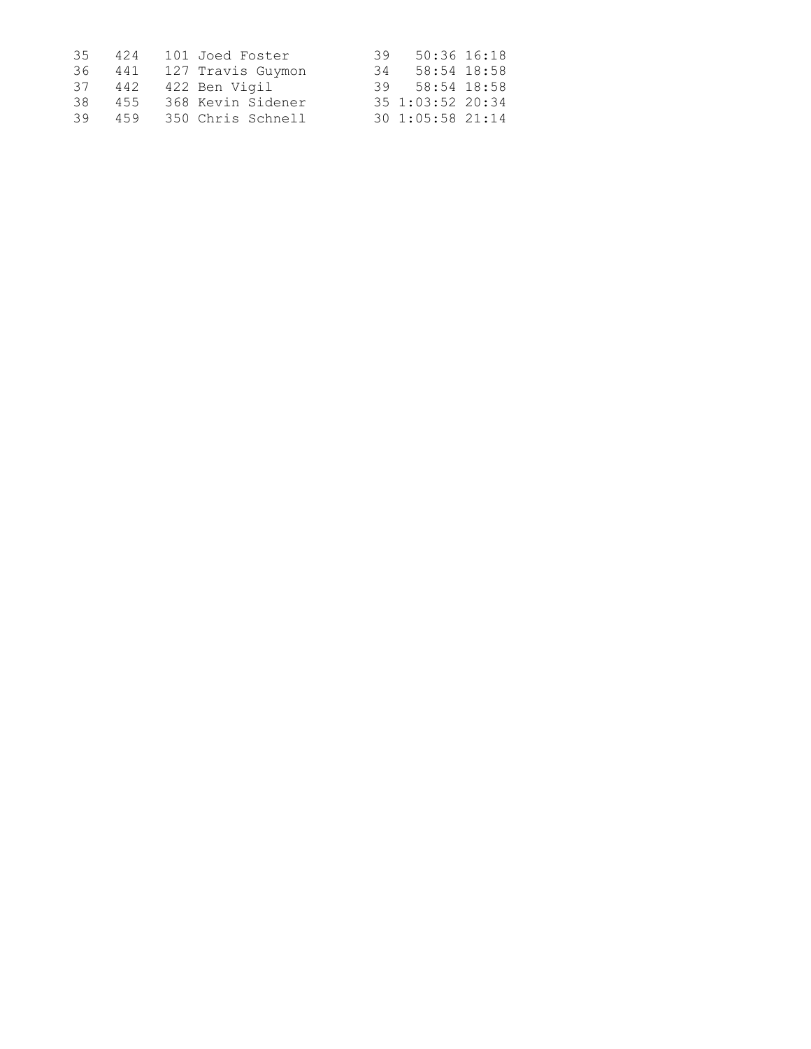| | | | | | |
|---|---|---|---|---|---|
| 35 | 424 | 101 Joed Foster | 39 | 50:36 | 16:18 |
| 36 | 441 | 127 Travis Guymon | 34 | 58:54 | 18:58 |
| 37 | 442 | 422 Ben Vigil | 39 | 58:54 | 18:58 |
| 38 | 455 | 368 Kevin Sidener | 35 | 1:03:52 | 20:34 |
| 39 | 459 | 350 Chris Schnell | 30 | 1:05:58 | 21:14 |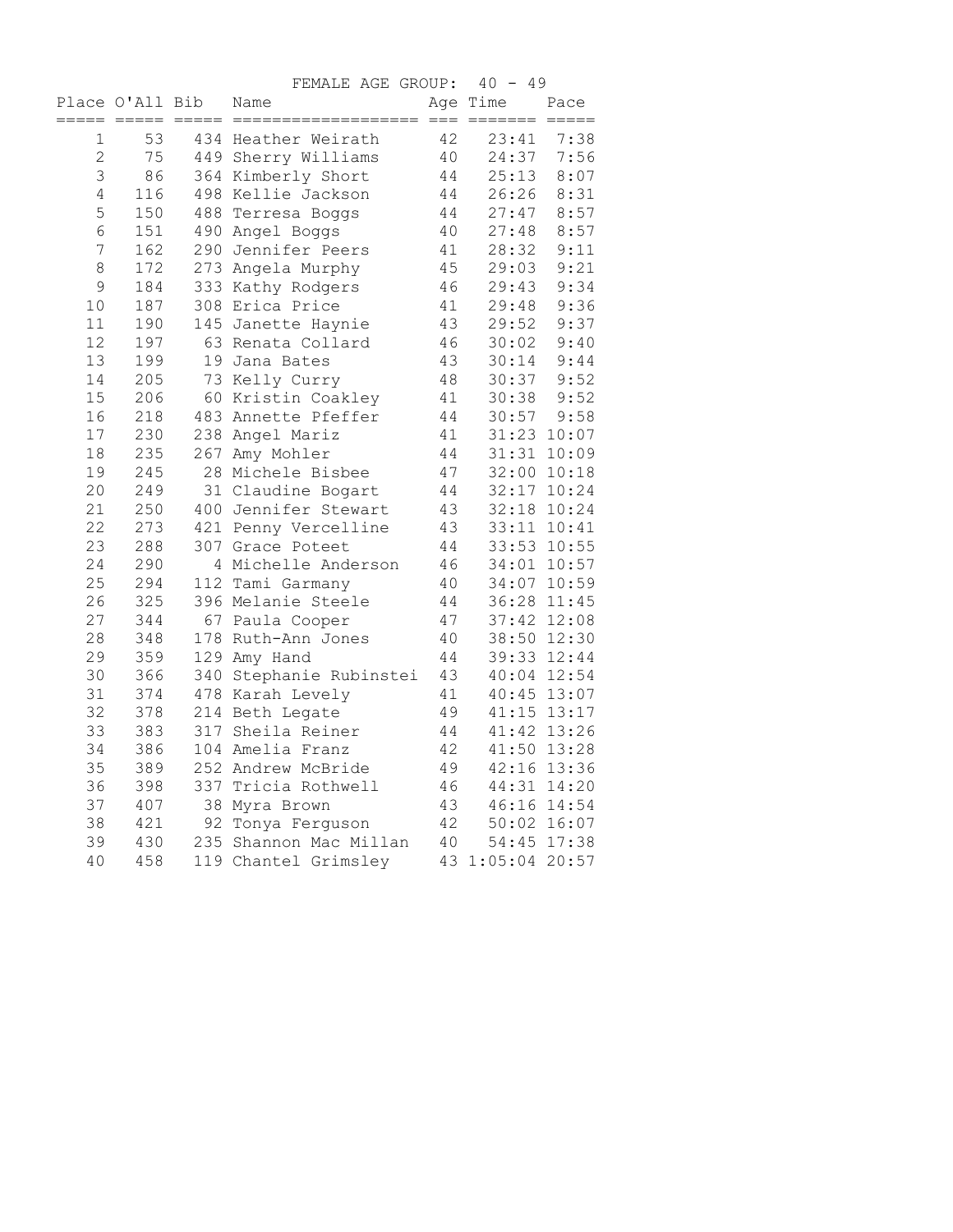FEMALE AGE GROUP: 40 - 49

| Place | O'All | Bib | Name | Age | Time | Pace |
|---|---|---|---|---|---|---|
| 1 | 53 | 434 | Heather Weirath | 42 | 23:41 | 7:38 |
| 2 | 75 | 449 | Sherry Williams | 40 | 24:37 | 7:56 |
| 3 | 86 | 364 | Kimberly Short | 44 | 25:13 | 8:07 |
| 4 | 116 | 498 | Kellie Jackson | 44 | 26:26 | 8:31 |
| 5 | 150 | 488 | Terresa Boggs | 44 | 27:47 | 8:57 |
| 6 | 151 | 490 | Angel Boggs | 40 | 27:48 | 8:57 |
| 7 | 162 | 290 | Jennifer Peers | 41 | 28:32 | 9:11 |
| 8 | 172 | 273 | Angela Murphy | 45 | 29:03 | 9:21 |
| 9 | 184 | 333 | Kathy Rodgers | 46 | 29:43 | 9:34 |
| 10 | 187 | 308 | Erica Price | 41 | 29:48 | 9:36 |
| 11 | 190 | 145 | Janette Haynie | 43 | 29:52 | 9:37 |
| 12 | 197 | 63 | Renata Collard | 46 | 30:02 | 9:40 |
| 13 | 199 | 19 | Jana Bates | 43 | 30:14 | 9:44 |
| 14 | 205 | 73 | Kelly Curry | 48 | 30:37 | 9:52 |
| 15 | 206 | 60 | Kristin Coakley | 41 | 30:38 | 9:52 |
| 16 | 218 | 483 | Annette Pfeffer | 44 | 30:57 | 9:58 |
| 17 | 230 | 238 | Angel Mariz | 41 | 31:23 | 10:07 |
| 18 | 235 | 267 | Amy Mohler | 44 | 31:31 | 10:09 |
| 19 | 245 | 28 | Michele Bisbee | 47 | 32:00 | 10:18 |
| 20 | 249 | 31 | Claudine Bogart | 44 | 32:17 | 10:24 |
| 21 | 250 | 400 | Jennifer Stewart | 43 | 32:18 | 10:24 |
| 22 | 273 | 421 | Penny Vercelline | 43 | 33:11 | 10:41 |
| 23 | 288 | 307 | Grace Poteet | 44 | 33:53 | 10:55 |
| 24 | 290 | 4 | Michelle Anderson | 46 | 34:01 | 10:57 |
| 25 | 294 | 112 | Tami Garmany | 40 | 34:07 | 10:59 |
| 26 | 325 | 396 | Melanie Steele | 44 | 36:28 | 11:45 |
| 27 | 344 | 67 | Paula Cooper | 47 | 37:42 | 12:08 |
| 28 | 348 | 178 | Ruth-Ann Jones | 40 | 38:50 | 12:30 |
| 29 | 359 | 129 | Amy Hand | 44 | 39:33 | 12:44 |
| 30 | 366 | 340 | Stephanie Rubinstei | 43 | 40:04 | 12:54 |
| 31 | 374 | 478 | Karah Levely | 41 | 40:45 | 13:07 |
| 32 | 378 | 214 | Beth Legate | 49 | 41:15 | 13:17 |
| 33 | 383 | 317 | Sheila Reiner | 44 | 41:42 | 13:26 |
| 34 | 386 | 104 | Amelia Franz | 42 | 41:50 | 13:28 |
| 35 | 389 | 252 | Andrew McBride | 49 | 42:16 | 13:36 |
| 36 | 398 | 337 | Tricia Rothwell | 46 | 44:31 | 14:20 |
| 37 | 407 | 38 | Myra Brown | 43 | 46:16 | 14:54 |
| 38 | 421 | 92 | Tonya Ferguson | 42 | 50:02 | 16:07 |
| 39 | 430 | 235 | Shannon Mac Millan | 40 | 54:45 | 17:38 |
| 40 | 458 | 119 | Chantel Grimsley | 43 | 1:05:04 | 20:57 |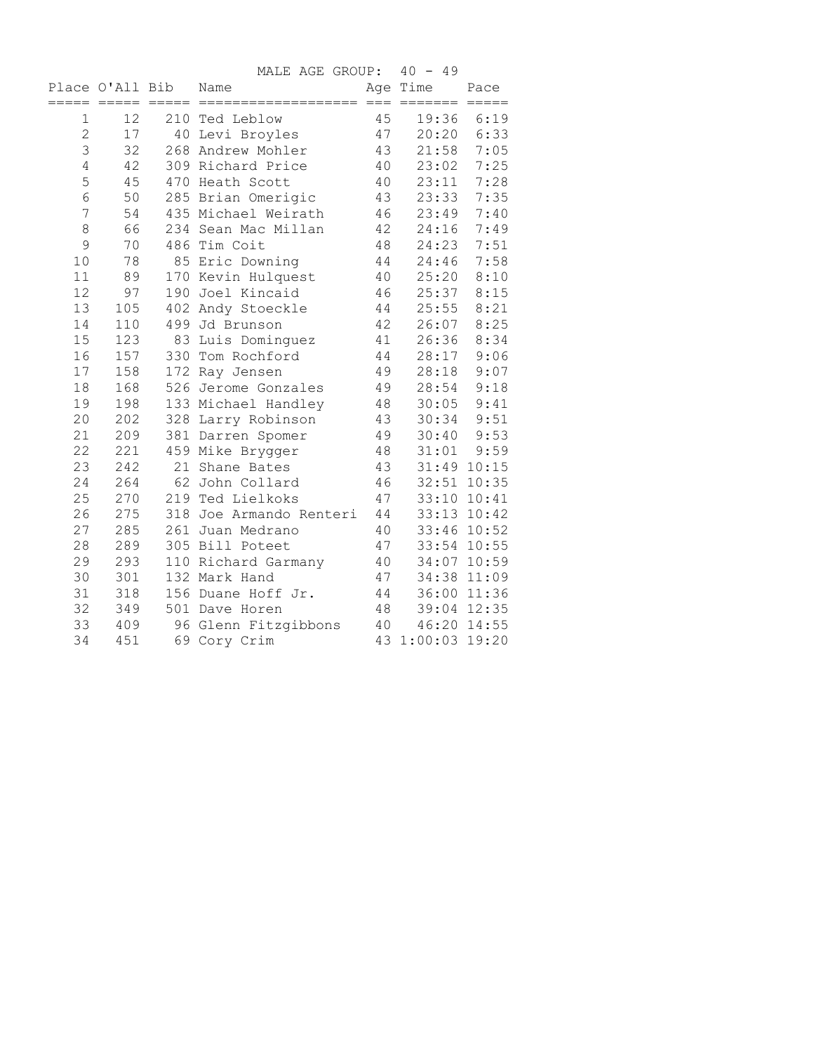## MALE AGE GROUP: 40 - 49

| Place | O'All | Bib | Name | Age | Time | Pace |
|---|---|---|---|---|---|---|
| 1 | 12 | 210 | Ted Leblow | 45 | 19:36 | 6:19 |
| 2 | 17 | 40 | Levi Broyles | 47 | 20:20 | 6:33 |
| 3 | 32 | 268 | Andrew Mohler | 43 | 21:58 | 7:05 |
| 4 | 42 | 309 | Richard Price | 40 | 23:02 | 7:25 |
| 5 | 45 | 470 | Heath Scott | 40 | 23:11 | 7:28 |
| 6 | 50 | 285 | Brian Omerigic | 43 | 23:33 | 7:35 |
| 7 | 54 | 435 | Michael Weirath | 46 | 23:49 | 7:40 |
| 8 | 66 | 234 | Sean Mac Millan | 42 | 24:16 | 7:49 |
| 9 | 70 | 486 | Tim Coit | 48 | 24:23 | 7:51 |
| 10 | 78 | 85 | Eric Downing | 44 | 24:46 | 7:58 |
| 11 | 89 | 170 | Kevin Hulquest | 40 | 25:20 | 8:10 |
| 12 | 97 | 190 | Joel Kincaid | 46 | 25:37 | 8:15 |
| 13 | 105 | 402 | Andy Stoeckle | 44 | 25:55 | 8:21 |
| 14 | 110 | 499 | Jd Brunson | 42 | 26:07 | 8:25 |
| 15 | 123 | 83 | Luis Dominguez | 41 | 26:36 | 8:34 |
| 16 | 157 | 330 | Tom Rochford | 44 | 28:17 | 9:06 |
| 17 | 158 | 172 | Ray Jensen | 49 | 28:18 | 9:07 |
| 18 | 168 | 526 | Jerome Gonzales | 49 | 28:54 | 9:18 |
| 19 | 198 | 133 | Michael Handley | 48 | 30:05 | 9:41 |
| 20 | 202 | 328 | Larry Robinson | 43 | 30:34 | 9:51 |
| 21 | 209 | 381 | Darren Spomer | 49 | 30:40 | 9:53 |
| 22 | 221 | 459 | Mike Brygger | 48 | 31:01 | 9:59 |
| 23 | 242 | 21 | Shane Bates | 43 | 31:49 | 10:15 |
| 24 | 264 | 62 | John Collard | 46 | 32:51 | 10:35 |
| 25 | 270 | 219 | Ted Lielkoks | 47 | 33:10 | 10:41 |
| 26 | 275 | 318 | Joe Armando Renteri | 44 | 33:13 | 10:42 |
| 27 | 285 | 261 | Juan Medrano | 40 | 33:46 | 10:52 |
| 28 | 289 | 305 | Bill Poteet | 47 | 33:54 | 10:55 |
| 29 | 293 | 110 | Richard Garmany | 40 | 34:07 | 10:59 |
| 30 | 301 | 132 | Mark Hand | 47 | 34:38 | 11:09 |
| 31 | 318 | 156 | Duane Hoff Jr. | 44 | 36:00 | 11:36 |
| 32 | 349 | 501 | Dave Horen | 48 | 39:04 | 12:35 |
| 33 | 409 | 96 | Glenn Fitzgibbons | 40 | 46:20 | 14:55 |
| 34 | 451 | 69 | Cory Crim | 43 | 1:00:03 | 19:20 |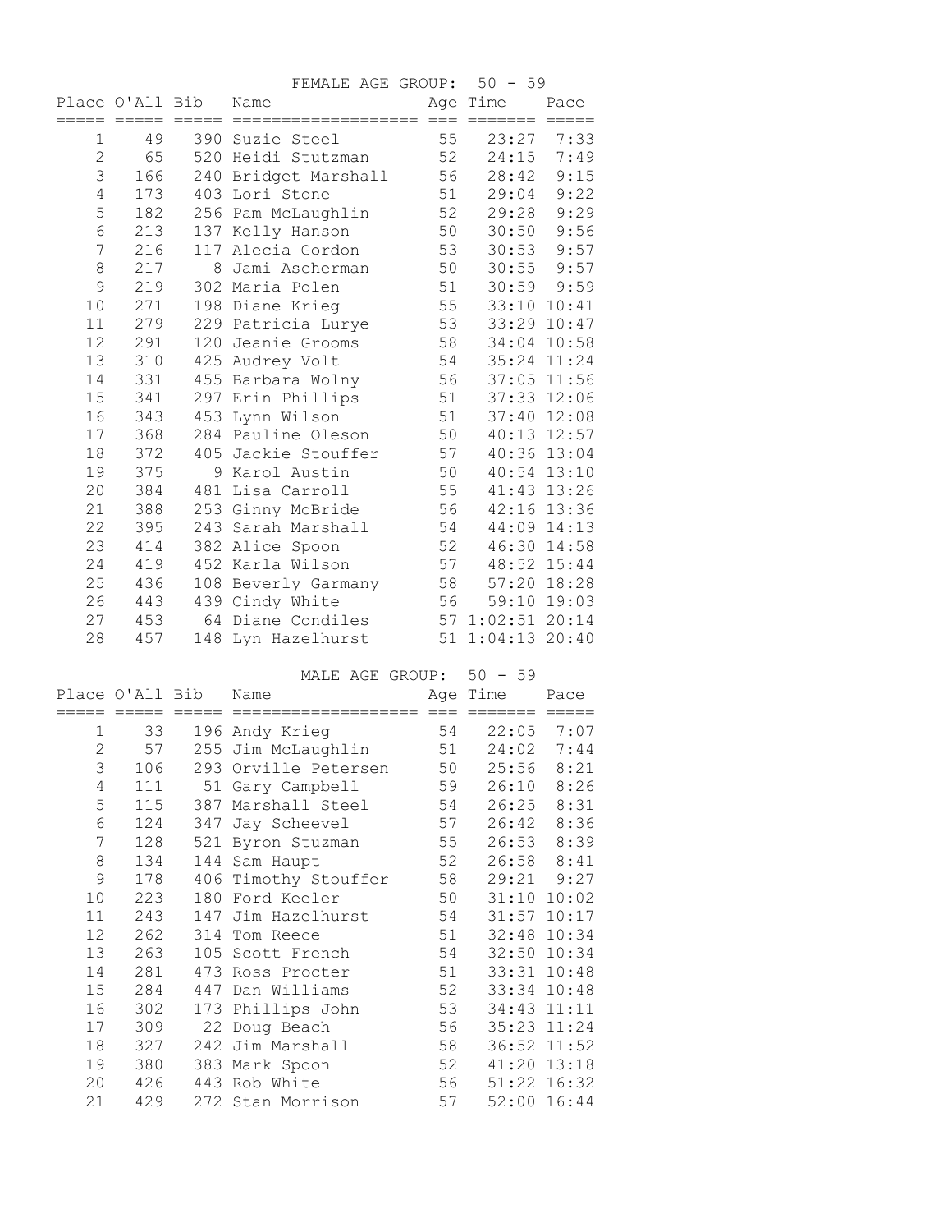FEMALE AGE GROUP: 50 - 59

| Place | O'All | Bib | Name | Age | Time | Pace |
|---|---|---|---|---|---|---|
| 1 | 49 | 390 | Suzie Steel | 55 | 23:27 | 7:33 |
| 2 | 65 | 520 | Heidi Stutzman | 52 | 24:15 | 7:49 |
| 3 | 166 | 240 | Bridget Marshall | 56 | 28:42 | 9:15 |
| 4 | 173 | 403 | Lori Stone | 51 | 29:04 | 9:22 |
| 5 | 182 | 256 | Pam McLaughlin | 52 | 29:28 | 9:29 |
| 6 | 213 | 137 | Kelly Hanson | 50 | 30:50 | 9:56 |
| 7 | 216 | 117 | Alecia Gordon | 53 | 30:53 | 9:57 |
| 8 | 217 | 8 | Jami Ascherman | 50 | 30:55 | 9:57 |
| 9 | 219 | 302 | Maria Polen | 51 | 30:59 | 9:59 |
| 10 | 271 | 198 | Diane Krieg | 55 | 33:10 | 10:41 |
| 11 | 279 | 229 | Patricia Lurye | 53 | 33:29 | 10:47 |
| 12 | 291 | 120 | Jeanie Grooms | 58 | 34:04 | 10:58 |
| 13 | 310 | 425 | Audrey Volt | 54 | 35:24 | 11:24 |
| 14 | 331 | 455 | Barbara Wolny | 56 | 37:05 | 11:56 |
| 15 | 341 | 297 | Erin Phillips | 51 | 37:33 | 12:06 |
| 16 | 343 | 453 | Lynn Wilson | 51 | 37:40 | 12:08 |
| 17 | 368 | 284 | Pauline Oleson | 50 | 40:13 | 12:57 |
| 18 | 372 | 405 | Jackie Stouffer | 57 | 40:36 | 13:04 |
| 19 | 375 | 9 | Karol Austin | 50 | 40:54 | 13:10 |
| 20 | 384 | 481 | Lisa Carroll | 55 | 41:43 | 13:26 |
| 21 | 388 | 253 | Ginny McBride | 56 | 42:16 | 13:36 |
| 22 | 395 | 243 | Sarah Marshall | 54 | 44:09 | 14:13 |
| 23 | 414 | 382 | Alice Spoon | 52 | 46:30 | 14:58 |
| 24 | 419 | 452 | Karla Wilson | 57 | 48:52 | 15:44 |
| 25 | 436 | 108 | Beverly Garmany | 58 | 57:20 | 18:28 |
| 26 | 443 | 439 | Cindy White | 56 | 59:10 | 19:03 |
| 27 | 453 | 64 | Diane Condiles | 57 | 1:02:51 | 20:14 |
| 28 | 457 | 148 | Lyn Hazelhurst | 51 | 1:04:13 | 20:40 |

MALE AGE GROUP: 50 - 59

| Place | O'All | Bib | Name | Age | Time | Pace |
|---|---|---|---|---|---|---|
| 1 | 33 | 196 | Andy Krieg | 54 | 22:05 | 7:07 |
| 2 | 57 | 255 | Jim McLaughlin | 51 | 24:02 | 7:44 |
| 3 | 106 | 293 | Orville Petersen | 50 | 25:56 | 8:21 |
| 4 | 111 | 51 | Gary Campbell | 59 | 26:10 | 8:26 |
| 5 | 115 | 387 | Marshall Steel | 54 | 26:25 | 8:31 |
| 6 | 124 | 347 | Jay Scheevel | 57 | 26:42 | 8:36 |
| 7 | 128 | 521 | Byron Stuzman | 55 | 26:53 | 8:39 |
| 8 | 134 | 144 | Sam Haupt | 52 | 26:58 | 8:41 |
| 9 | 178 | 406 | Timothy Stouffer | 58 | 29:21 | 9:27 |
| 10 | 223 | 180 | Ford Keeler | 50 | 31:10 | 10:02 |
| 11 | 243 | 147 | Jim Hazelhurst | 54 | 31:57 | 10:17 |
| 12 | 262 | 314 | Tom Reece | 51 | 32:48 | 10:34 |
| 13 | 263 | 105 | Scott French | 54 | 32:50 | 10:34 |
| 14 | 281 | 473 | Ross Procter | 51 | 33:31 | 10:48 |
| 15 | 284 | 447 | Dan Williams | 52 | 33:34 | 10:48 |
| 16 | 302 | 173 | Phillips John | 53 | 34:43 | 11:11 |
| 17 | 309 | 22 | Doug Beach | 56 | 35:23 | 11:24 |
| 18 | 327 | 242 | Jim Marshall | 58 | 36:52 | 11:52 |
| 19 | 380 | 383 | Mark Spoon | 52 | 41:20 | 13:18 |
| 20 | 426 | 443 | Rob White | 56 | 51:22 | 16:32 |
| 21 | 429 | 272 | Stan Morrison | 57 | 52:00 | 16:44 |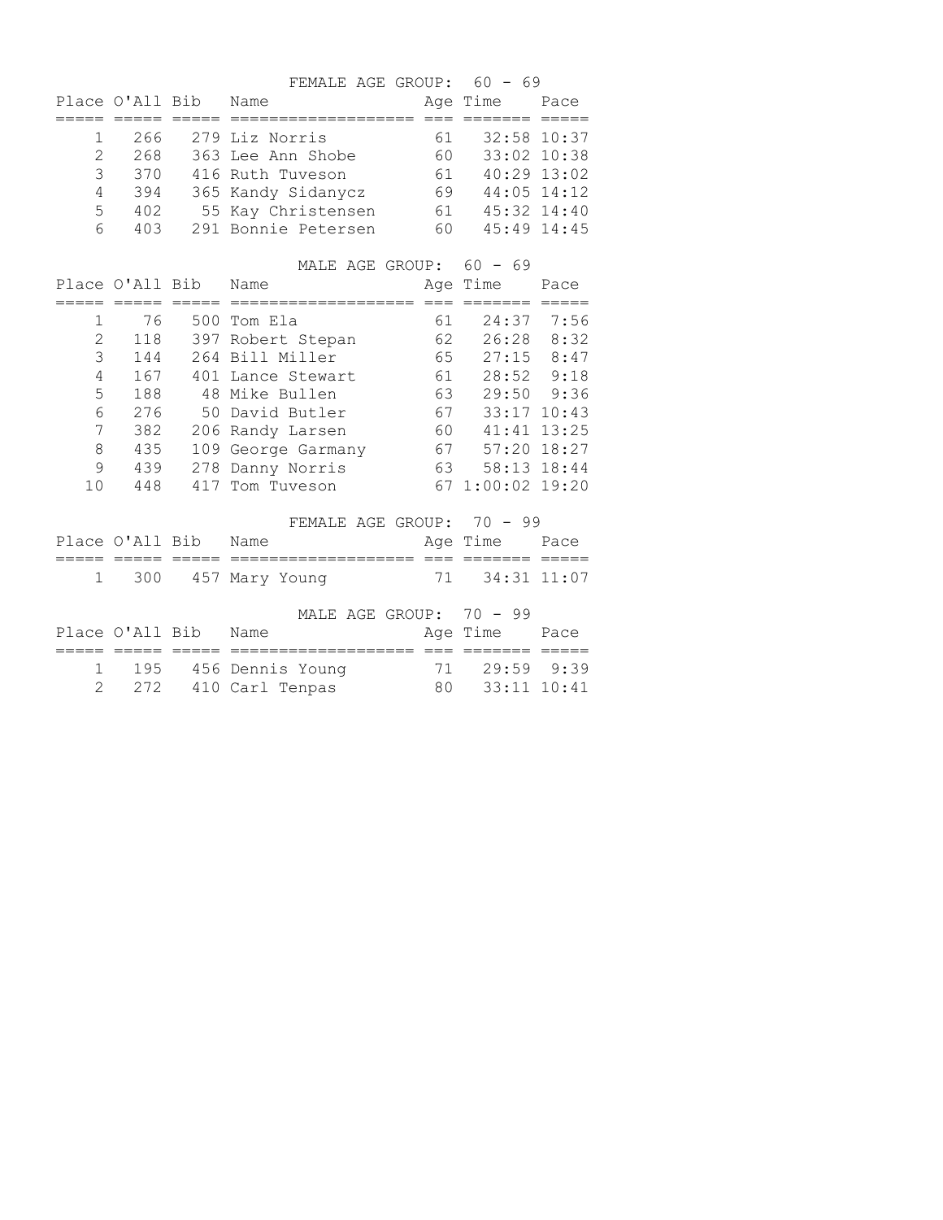FEMALE AGE GROUP: 60 - 69

| Place | O'All | Bib | Name | Age | Time | Pace |
|---|---|---|---|---|---|---|
| 1 | 266 | 279 | Liz Norris | 61 | 32:58 | 10:37 |
| 2 | 268 | 363 | Lee Ann Shobe | 60 | 33:02 | 10:38 |
| 3 | 370 | 416 | Ruth Tuveson | 61 | 40:29 | 13:02 |
| 4 | 394 | 365 | Kandy Sidanycz | 69 | 44:05 | 14:12 |
| 5 | 402 | 55 | Kay Christensen | 61 | 45:32 | 14:40 |
| 6 | 403 | 291 | Bonnie Petersen | 60 | 45:49 | 14:45 |

MALE AGE GROUP: 60 - 69

| Place | O'All | Bib | Name | Age | Time | Pace |
|---|---|---|---|---|---|---|
| 1 | 76 | 500 | Tom Ela | 61 | 24:37 | 7:56 |
| 2 | 118 | 397 | Robert Stepan | 62 | 26:28 | 8:32 |
| 3 | 144 | 264 | Bill Miller | 65 | 27:15 | 8:47 |
| 4 | 167 | 401 | Lance Stewart | 61 | 28:52 | 9:18 |
| 5 | 188 | 48 | Mike Bullen | 63 | 29:50 | 9:36 |
| 6 | 276 | 50 | David Butler | 67 | 33:17 | 10:43 |
| 7 | 382 | 206 | Randy Larsen | 60 | 41:41 | 13:25 |
| 8 | 435 | 109 | George Garmany | 67 | 57:20 | 18:27 |
| 9 | 439 | 278 | Danny Norris | 63 | 58:13 | 18:44 |
| 10 | 448 | 417 | Tom Tuveson | 67 | 1:00:02 | 19:20 |

FEMALE AGE GROUP: 70 - 99

| Place | O'All | Bib | Name | Age | Time | Pace |
|---|---|---|---|---|---|---|
| 1 | 300 | 457 | Mary Young | 71 | 34:31 | 11:07 |

MALE AGE GROUP: 70 - 99

| Place | O'All | Bib | Name | Age | Time | Pace |
|---|---|---|---|---|---|---|
| 1 | 195 | 456 | Dennis Young | 71 | 29:59 | 9:39 |
| 2 | 272 | 410 | Carl Tenpas | 80 | 33:11 | 10:41 |